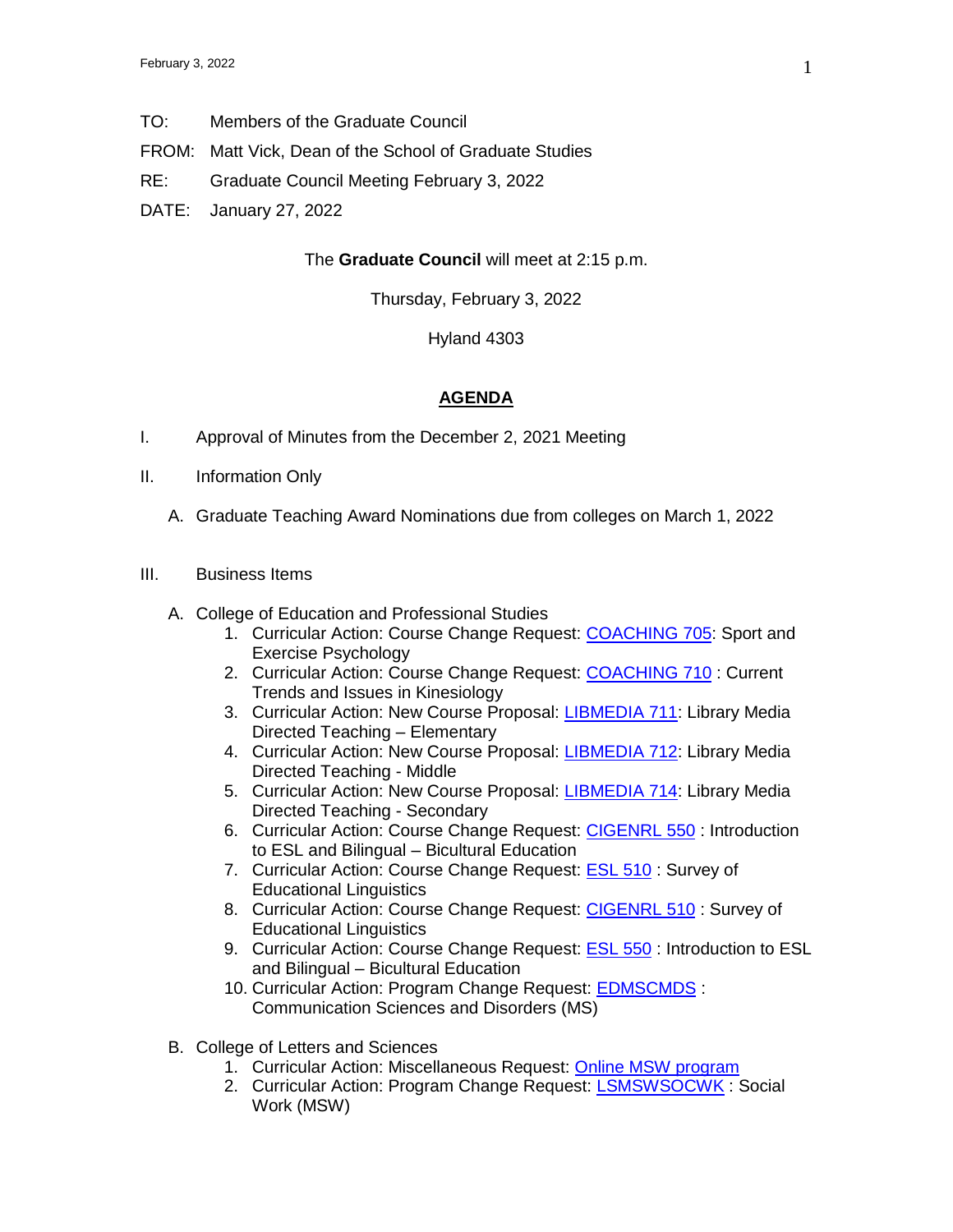TO: Members of the Graduate Council

FROM: Matt Vick, Dean of the School of Graduate Studies

RE: Graduate Council Meeting February 3, 2022

DATE: January 27, 2022

The **Graduate Council** will meet at 2:15 p.m.

Thursday, February 3, 2022

Hyland 4303

## AGENDA

I. Approval of Minutes from the December 2, 2021 Meeting

II. Information Only

A. Graduate Teaching Award Nominations due from colleges on March 1, 2022

III. Business Items

A. College of Education and Professional Studies

1. Curricular Action: Course Change Request: COACHING 705: Sport and Exercise Psychology
2. Curricular Action: Course Change Request: COACHING 710 : Current Trends and Issues in Kinesiology
3. Curricular Action: New Course Proposal: LIBMEDIA 711: Library Media Directed Teaching – Elementary
4. Curricular Action: New Course Proposal: LIBMEDIA 712: Library Media Directed Teaching - Middle
5. Curricular Action: New Course Proposal: LIBMEDIA 714: Library Media Directed Teaching - Secondary
6. Curricular Action: Course Change Request: CIGENRL 550 : Introduction to ESL and Bilingual – Bicultural Education
7. Curricular Action: Course Change Request: ESL 510 : Survey of Educational Linguistics
8. Curricular Action: Course Change Request: CIGENRL 510 : Survey of Educational Linguistics
9. Curricular Action: Course Change Request: ESL 550 : Introduction to ESL and Bilingual – Bicultural Education
10. Curricular Action: Program Change Request: EDMSCMDS : Communication Sciences and Disorders (MS)

B. College of Letters and Sciences

1. Curricular Action: Miscellaneous Request: Online MSW program
2. Curricular Action: Program Change Request: LSMSWSOCWK : Social Work (MSW)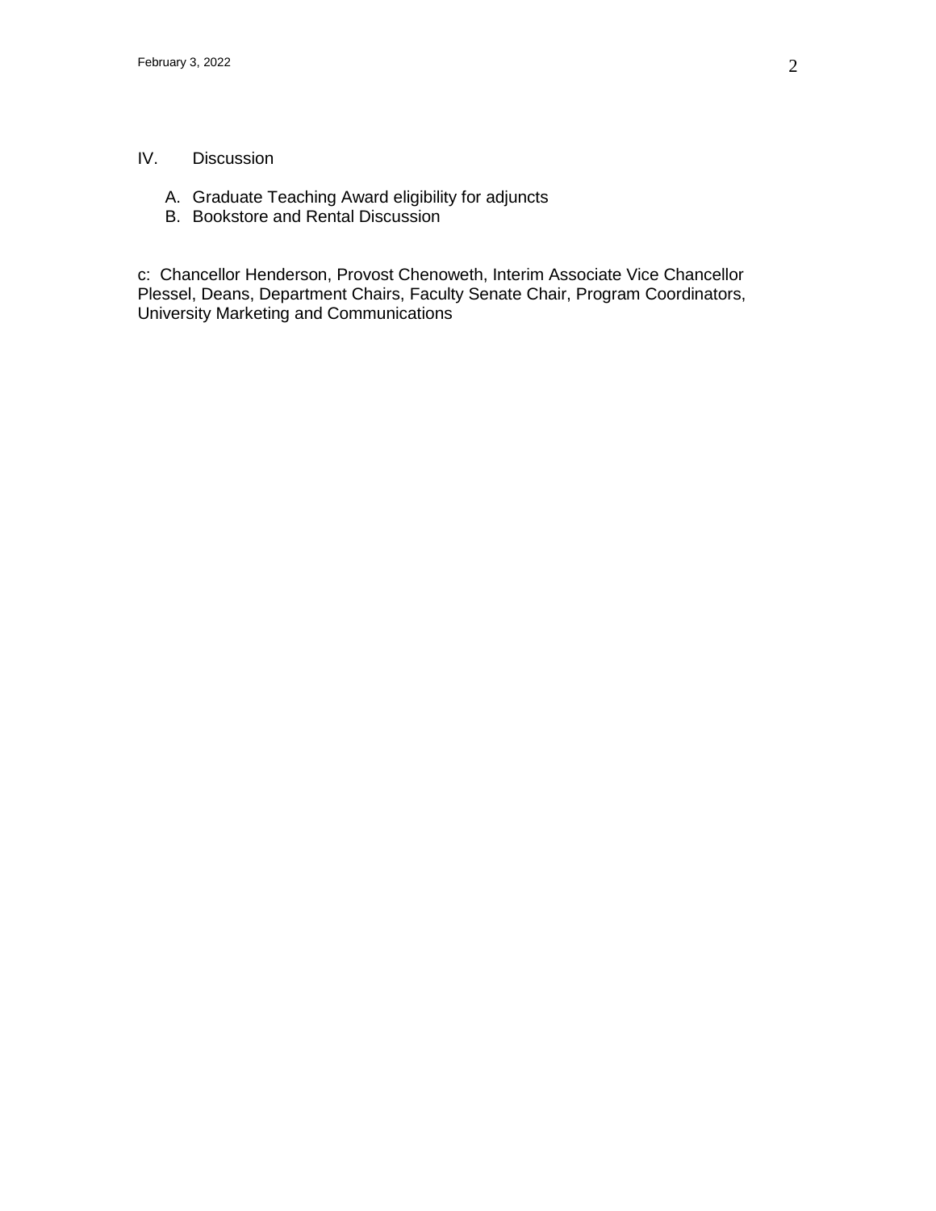IV. Discussion

A. Graduate Teaching Award eligibility for adjuncts
B. Bookstore and Rental Discussion

c: Chancellor Henderson, Provost Chenoweth, Interim Associate Vice Chancellor Plessel, Deans, Department Chairs, Faculty Senate Chair, Program Coordinators, University Marketing and Communications